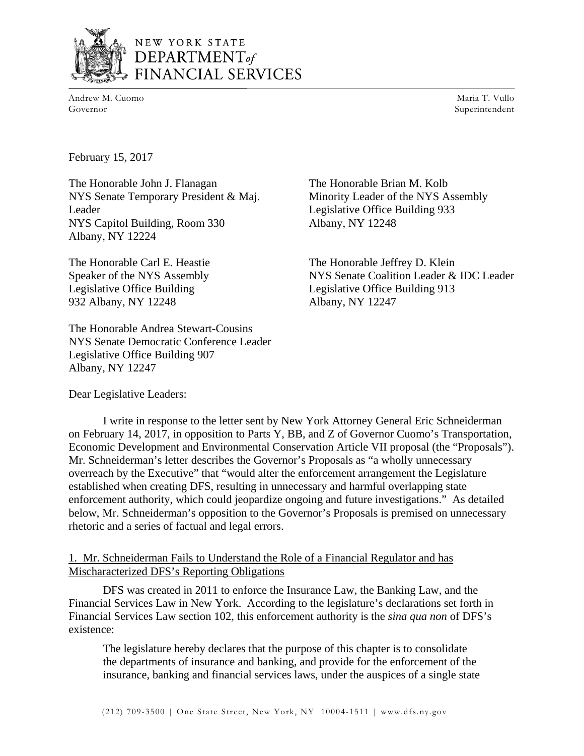NEW YORK STATE
DEPARTMENT *of*
FINANCIAL SERVICES

Andrew M. Cuomo
Governor

Maria T. Vullo
Superintendent

February 15, 2017

The Honorable John J. Flanagan
NYS Senate Temporary President & Maj. Leader
NYS Capitol Building, Room 330
Albany, NY 12224

The Honorable Brian M. Kolb
Minority Leader of the NYS Assembly
Legislative Office Building 933
Albany, NY 12248

The Honorable Carl E. Heastie
Speaker of the NYS Assembly
Legislative Office Building
932 Albany, NY 12248

The Honorable Jeffrey D. Klein
NYS Senate Coalition Leader & IDC Leader
Legislative Office Building 913
Albany, NY 12247

The Honorable Andrea Stewart-Cousins
NYS Senate Democratic Conference Leader
Legislative Office Building 907
Albany, NY 12247

Dear Legislative Leaders:

I write in response to the letter sent by New York Attorney General Eric Schneiderman on February 14, 2017, in opposition to Parts Y, BB, and Z of Governor Cuomo's Transportation, Economic Development and Environmental Conservation Article VII proposal (the "Proposals"). Mr. Schneiderman's letter describes the Governor's Proposals as "a wholly unnecessary overreach by the Executive" that "would alter the enforcement arrangement the Legislature established when creating DFS, resulting in unnecessary and harmful overlapping state enforcement authority, which could jeopardize ongoing and future investigations." As detailed below, Mr. Schneiderman's opposition to the Governor's Proposals is premised on unnecessary rhetoric and a series of factual and legal errors.

<u>1. Mr. Schneiderman Fails to Understand the Role of a Financial Regulator and has Mischaracterized DFS's Reporting Obligations</u>

DFS was created in 2011 to enforce the Insurance Law, the Banking Law, and the Financial Services Law in New York. According to the legislature's declarations set forth in Financial Services Law section 102, this enforcement authority is the *sina qua non* of DFS's existence:

> The legislature hereby declares that the purpose of this chapter is to consolidate the departments of insurance and banking, and provide for the enforcement of the insurance, banking and financial services laws, under the auspices of a single state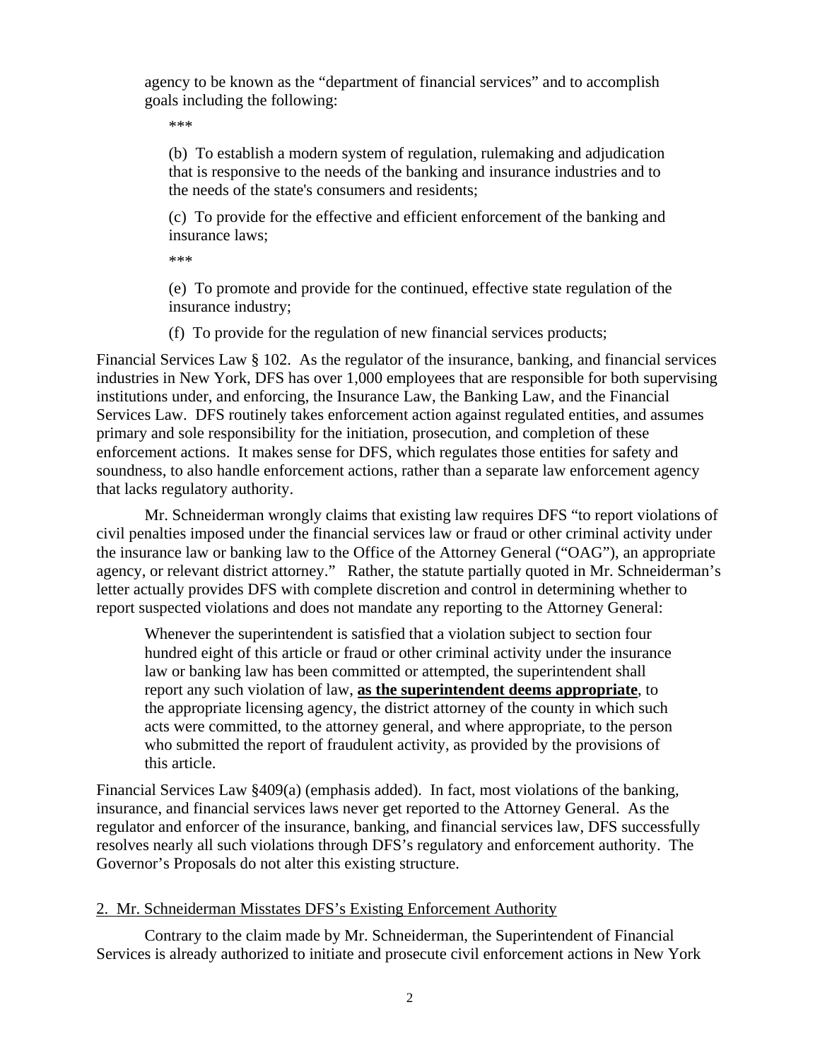> agency to be known as the "department of financial services" and to accomplish goals including the following:
>
> ***
>
> (b) To establish a modern system of regulation, rulemaking and adjudication that is responsive to the needs of the banking and insurance industries and to the needs of the state's consumers and residents;
>
> (c) To provide for the effective and efficient enforcement of the banking and insurance laws;
>
> ***
>
> (e) To promote and provide for the continued, effective state regulation of the insurance industry;
>
> (f) To provide for the regulation of new financial services products;

Financial Services Law § 102. As the regulator of the insurance, banking, and financial services industries in New York, DFS has over 1,000 employees that are responsible for both supervising institutions under, and enforcing, the Insurance Law, the Banking Law, and the Financial Services Law. DFS routinely takes enforcement action against regulated entities, and assumes primary and sole responsibility for the initiation, prosecution, and completion of these enforcement actions. It makes sense for DFS, which regulates those entities for safety and soundness, to also handle enforcement actions, rather than a separate law enforcement agency that lacks regulatory authority.

Mr. Schneiderman wrongly claims that existing law requires DFS "to report violations of civil penalties imposed under the financial services law or fraud or other criminal activity under the insurance law or banking law to the Office of the Attorney General ("OAG"), an appropriate agency, or relevant district attorney." Rather, the statute partially quoted in Mr. Schneiderman's letter actually provides DFS with complete discretion and control in determining whether to report suspected violations and does not mandate any reporting to the Attorney General:

> Whenever the superintendent is satisfied that a violation subject to section four hundred eight of this article or fraud or other criminal activity under the insurance law or banking law has been committed or attempted, the superintendent shall report any such violation of law, **<u>as the superintendent deems appropriate</u>**, to the appropriate licensing agency, the district attorney of the county in which such acts were committed, to the attorney general, and where appropriate, to the person who submitted the report of fraudulent activity, as provided by the provisions of this article.

Financial Services Law §409(a) (emphasis added). In fact, most violations of the banking, insurance, and financial services laws never get reported to the Attorney General. As the regulator and enforcer of the insurance, banking, and financial services law, DFS successfully resolves nearly all such violations through DFS's regulatory and enforcement authority. The Governor's Proposals do not alter this existing structure.

<u>2. Mr. Schneiderman Misstates DFS's Existing Enforcement Authority</u>

Contrary to the claim made by Mr. Schneiderman, the Superintendent of Financial Services is already authorized to initiate and prosecute civil enforcement actions in New York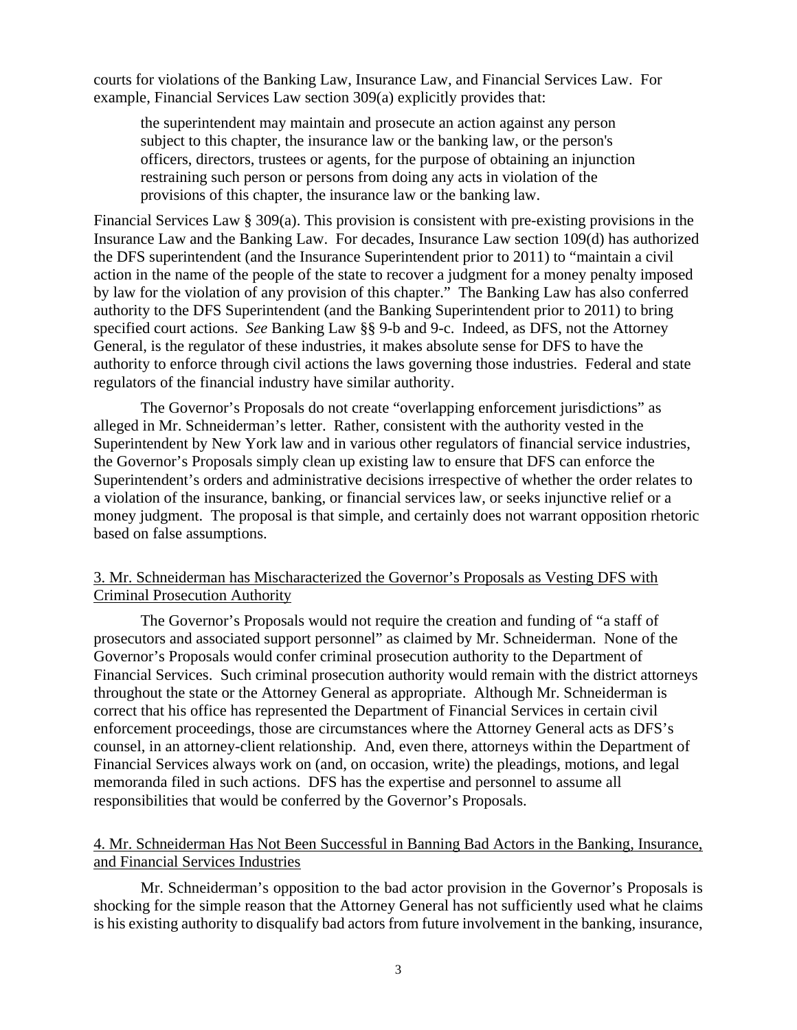courts for violations of the Banking Law, Insurance Law, and Financial Services Law. For example, Financial Services Law section 309(a) explicitly provides that:

> the superintendent may maintain and prosecute an action against any person subject to this chapter, the insurance law or the banking law, or the person's officers, directors, trustees or agents, for the purpose of obtaining an injunction restraining such person or persons from doing any acts in violation of the provisions of this chapter, the insurance law or the banking law.

Financial Services Law § 309(a). This provision is consistent with pre-existing provisions in the Insurance Law and the Banking Law. For decades, Insurance Law section 109(d) has authorized the DFS superintendent (and the Insurance Superintendent prior to 2011) to "maintain a civil action in the name of the people of the state to recover a judgment for a money penalty imposed by law for the violation of any provision of this chapter." The Banking Law has also conferred authority to the DFS Superintendent (and the Banking Superintendent prior to 2011) to bring specified court actions. *See* Banking Law §§ 9-b and 9-c. Indeed, as DFS, not the Attorney General, is the regulator of these industries, it makes absolute sense for DFS to have the authority to enforce through civil actions the laws governing those industries. Federal and state regulators of the financial industry have similar authority.

The Governor's Proposals do not create "overlapping enforcement jurisdictions" as alleged in Mr. Schneiderman's letter. Rather, consistent with the authority vested in the Superintendent by New York law and in various other regulators of financial service industries, the Governor's Proposals simply clean up existing law to ensure that DFS can enforce the Superintendent's orders and administrative decisions irrespective of whether the order relates to a violation of the insurance, banking, or financial services law, or seeks injunctive relief or a money judgment. The proposal is that simple, and certainly does not warrant opposition rhetoric based on false assumptions.

<u>3. Mr. Schneiderman has Mischaracterized the Governor's Proposals as Vesting DFS with Criminal Prosecution Authority</u>

The Governor's Proposals would not require the creation and funding of "a staff of prosecutors and associated support personnel" as claimed by Mr. Schneiderman. None of the Governor's Proposals would confer criminal prosecution authority to the Department of Financial Services. Such criminal prosecution authority would remain with the district attorneys throughout the state or the Attorney General as appropriate. Although Mr. Schneiderman is correct that his office has represented the Department of Financial Services in certain civil enforcement proceedings, those are circumstances where the Attorney General acts as DFS's counsel, in an attorney-client relationship. And, even there, attorneys within the Department of Financial Services always work on (and, on occasion, write) the pleadings, motions, and legal memoranda filed in such actions. DFS has the expertise and personnel to assume all responsibilities that would be conferred by the Governor's Proposals.

<u>4. Mr. Schneiderman Has Not Been Successful in Banning Bad Actors in the Banking, Insurance, and Financial Services Industries</u>

Mr. Schneiderman's opposition to the bad actor provision in the Governor's Proposals is shocking for the simple reason that the Attorney General has not sufficiently used what he claims is his existing authority to disqualify bad actors from future involvement in the banking, insurance,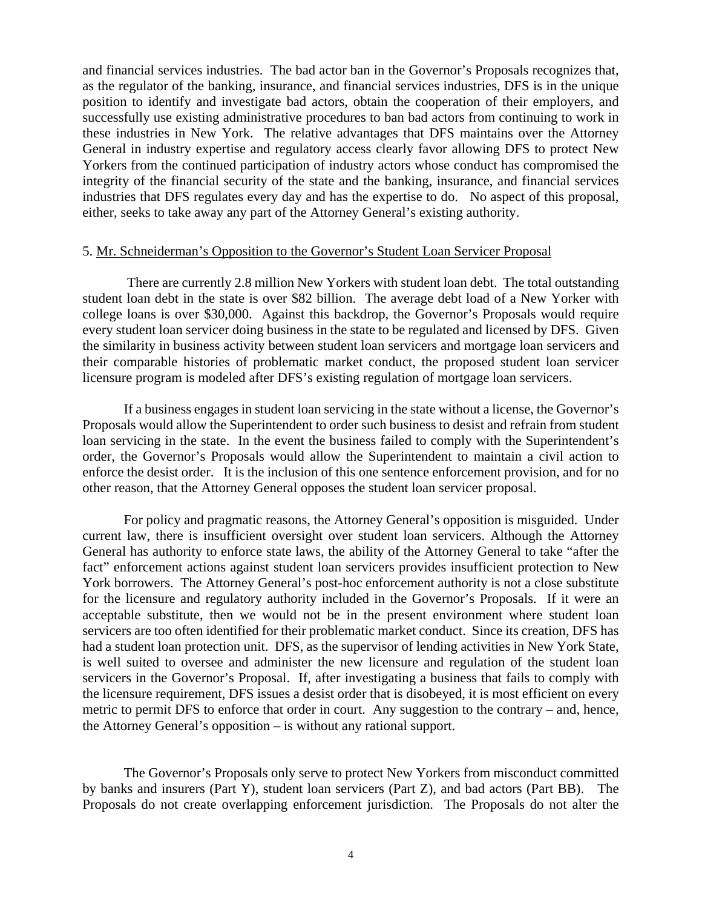and financial services industries. The bad actor ban in the Governor's Proposals recognizes that, as the regulator of the banking, insurance, and financial services industries, DFS is in the unique position to identify and investigate bad actors, obtain the cooperation of their employers, and successfully use existing administrative procedures to ban bad actors from continuing to work in these industries in New York. The relative advantages that DFS maintains over the Attorney General in industry expertise and regulatory access clearly favor allowing DFS to protect New Yorkers from the continued participation of industry actors whose conduct has compromised the integrity of the financial security of the state and the banking, insurance, and financial services industries that DFS regulates every day and has the expertise to do. No aspect of this proposal, either, seeks to take away any part of the Attorney General's existing authority.

5. <u>Mr. Schneiderman's Opposition to the Governor's Student Loan Servicer Proposal</u>

There are currently 2.8 million New Yorkers with student loan debt. The total outstanding student loan debt in the state is over $82 billion. The average debt load of a New Yorker with college loans is over $30,000. Against this backdrop, the Governor's Proposals would require every student loan servicer doing business in the state to be regulated and licensed by DFS. Given the similarity in business activity between student loan servicers and mortgage loan servicers and their comparable histories of problematic market conduct, the proposed student loan servicer licensure program is modeled after DFS's existing regulation of mortgage loan servicers.

If a business engages in student loan servicing in the state without a license, the Governor's Proposals would allow the Superintendent to order such business to desist and refrain from student loan servicing in the state. In the event the business failed to comply with the Superintendent's order, the Governor's Proposals would allow the Superintendent to maintain a civil action to enforce the desist order. It is the inclusion of this one sentence enforcement provision, and for no other reason, that the Attorney General opposes the student loan servicer proposal.

For policy and pragmatic reasons, the Attorney General's opposition is misguided. Under current law, there is insufficient oversight over student loan servicers. Although the Attorney General has authority to enforce state laws, the ability of the Attorney General to take "after the fact" enforcement actions against student loan servicers provides insufficient protection to New York borrowers. The Attorney General's post-hoc enforcement authority is not a close substitute for the licensure and regulatory authority included in the Governor's Proposals. If it were an acceptable substitute, then we would not be in the present environment where student loan servicers are too often identified for their problematic market conduct. Since its creation, DFS has had a student loan protection unit. DFS, as the supervisor of lending activities in New York State, is well suited to oversee and administer the new licensure and regulation of the student loan servicers in the Governor's Proposal. If, after investigating a business that fails to comply with the licensure requirement, DFS issues a desist order that is disobeyed, it is most efficient on every metric to permit DFS to enforce that order in court. Any suggestion to the contrary – and, hence, the Attorney General's opposition – is without any rational support.

The Governor's Proposals only serve to protect New Yorkers from misconduct committed by banks and insurers (Part Y), student loan servicers (Part Z), and bad actors (Part BB). The Proposals do not create overlapping enforcement jurisdiction. The Proposals do not alter the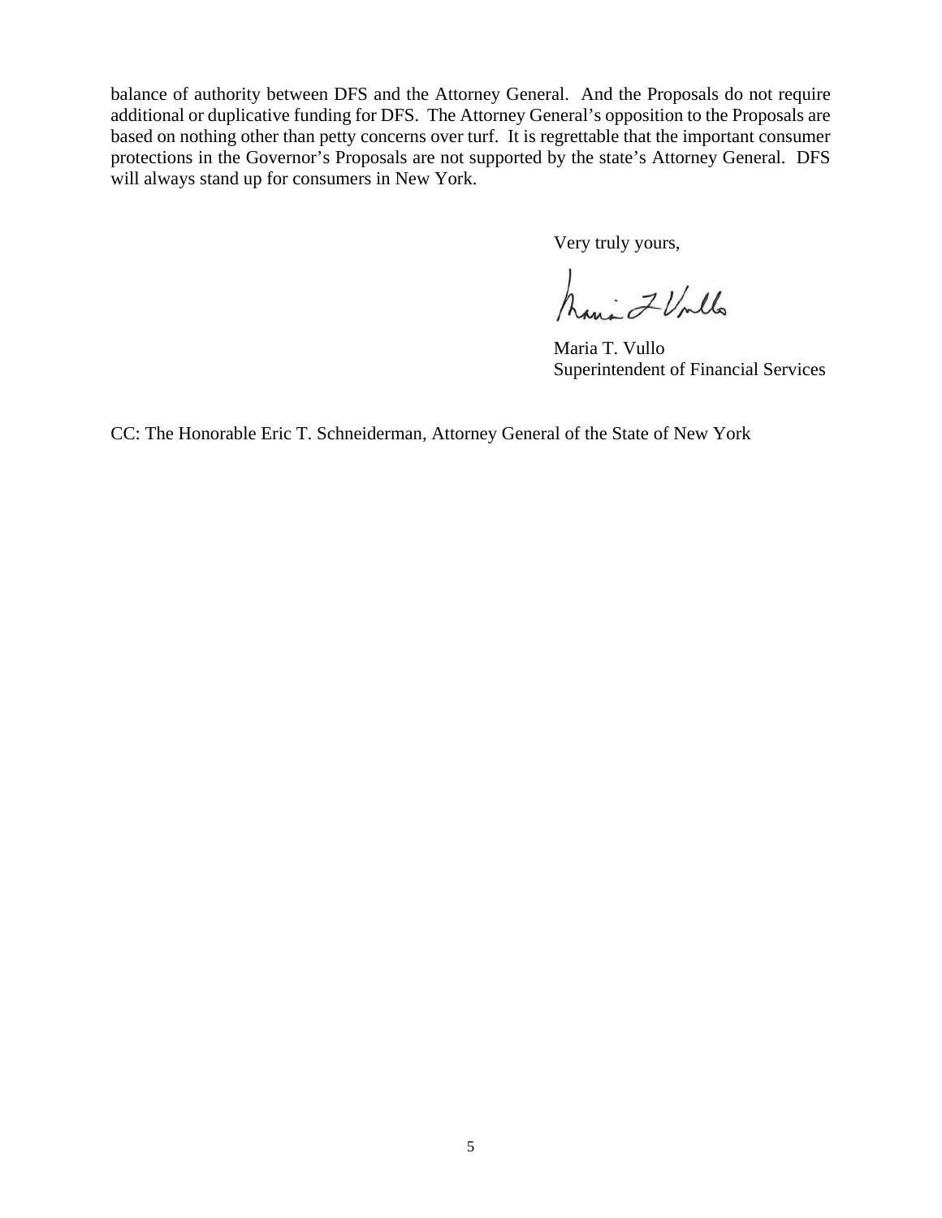balance of authority between DFS and the Attorney General. And the Proposals do not require additional or duplicative funding for DFS. The Attorney General's opposition to the Proposals are based on nothing other than petty concerns over turf. It is regrettable that the important consumer protections in the Governor's Proposals are not supported by the state's Attorney General. DFS will always stand up for consumers in New York.

Very truly yours,

Maria T. Vullo
Superintendent of Financial Services

CC: The Honorable Eric T. Schneiderman, Attorney General of the State of New York